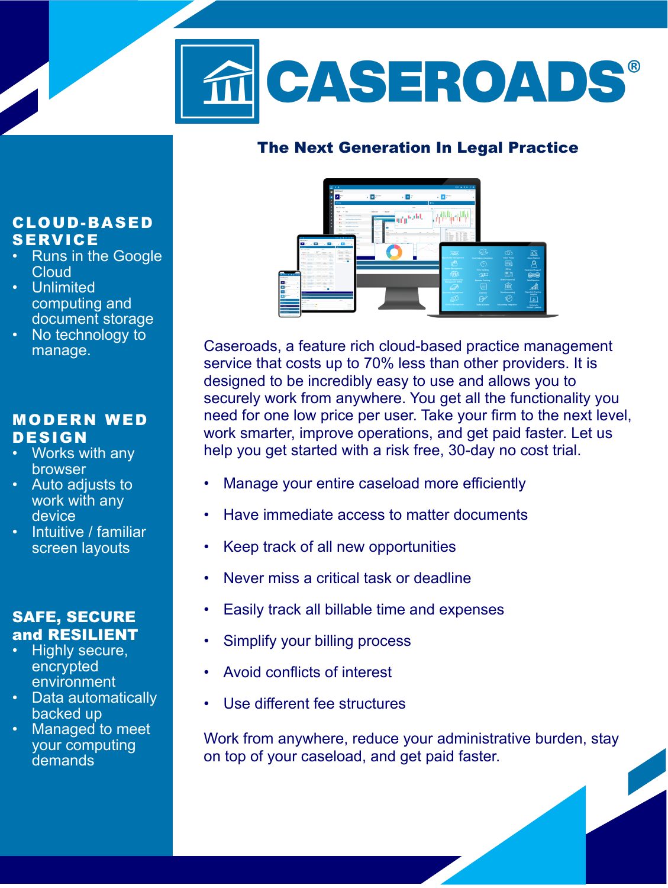# CASEROADS®

## The Next Generation In Legal Practice

### CLOUD-BASED SERVICE

- Runs in the Google Cloud
- Unlimited computing and document storage
- No technology to manage.

### MODERN WED DESIGN

- Works with any browser
- Auto adjusts to work with any device
- Intuitive / familiar screen layouts

### SAFE, SECURE and RESILIENT

- Highly secure, encrypted environment
- Data automatically backed up
- Managed to meet your computing demands

Caseroads, a feature rich cloud-based practice management service that costs up to 70% less than other providers. It is designed to be incredibly easy to use and allows you to securely work from anywhere. You get all the functionality you need for one low price per user. Take your firm to the next level, work smarter, improve operations, and get paid faster. Let us help you get started with a risk free, 30-day no cost trial.

- Manage your entire caseload more efficiently
- Have immediate access to matter documents
- Keep track of all new opportunities
- Never miss a critical task or deadline
- Easily track all billable time and expenses
- Simplify your billing process
- Avoid conflicts of interest
- Use different fee structures

Work from anywhere, reduce your administrative burden, stay on top of your caseload, and get paid faster.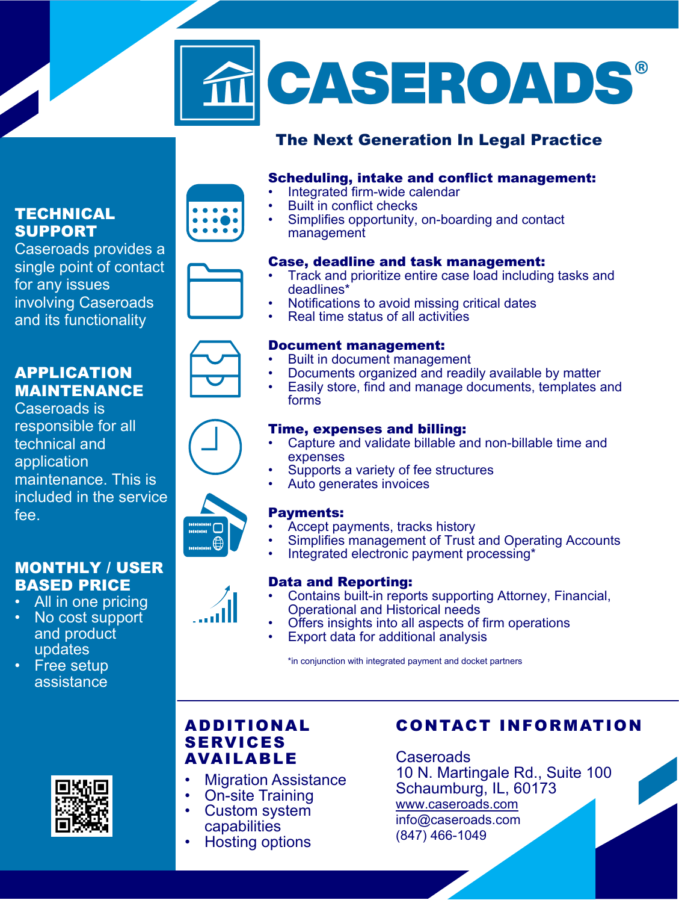# CASEROADS®

## The Next Generation In Legal Practice

### TECHNICAL SUPPORT

Caseroads provides a single point of contact for any issues involving Caseroads and its functionality

### APPLICATION MAINTENANCE

Caseroads is responsible for all technical and application maintenance. This is included in the service fee.

### MONTHLY / USER BASED PRICE

- All in one pricing
- No cost support and product updates
- Free setup assistance

**Scheduling, intake and conflict management:**

- Integrated firm-wide calendar
- Built in conflict checks
- Simplifies opportunity, on-boarding and contact management

**Case, deadline and task management:**

- Track and prioritize entire case load including tasks and deadlines*
- Notifications to avoid missing critical dates
- Real time status of all activities

**Document management:**

- Built in document management
- Documents organized and readily available by matter
- Easily store, find and manage documents, templates and forms

**Time, expenses and billing:**

- Capture and validate billable and non-billable time and expenses
- Supports a variety of fee structures
- Auto generates invoices

**Payments:**

- Accept payments, tracks history
- Simplifies management of Trust and Operating Accounts
- Integrated electronic payment processing*

**Data and Reporting:**

- Contains built-in reports supporting Attorney, Financial, Operational and Historical needs
- Offers insights into all aspects of firm operations
- Export data for additional analysis

*in conjunction with integrated payment and docket partners

### ADDITIONAL SERVICES AVAILABLE

- Migration Assistance
- On-site Training
- Custom system capabilities
- Hosting options

### CONTACT INFORMATION

Caseroads
10 N. Martingale Rd., Suite 100
Schaumburg, IL, 60173
www.caseroads.com
info@caseroads.com
(847) 466-1049